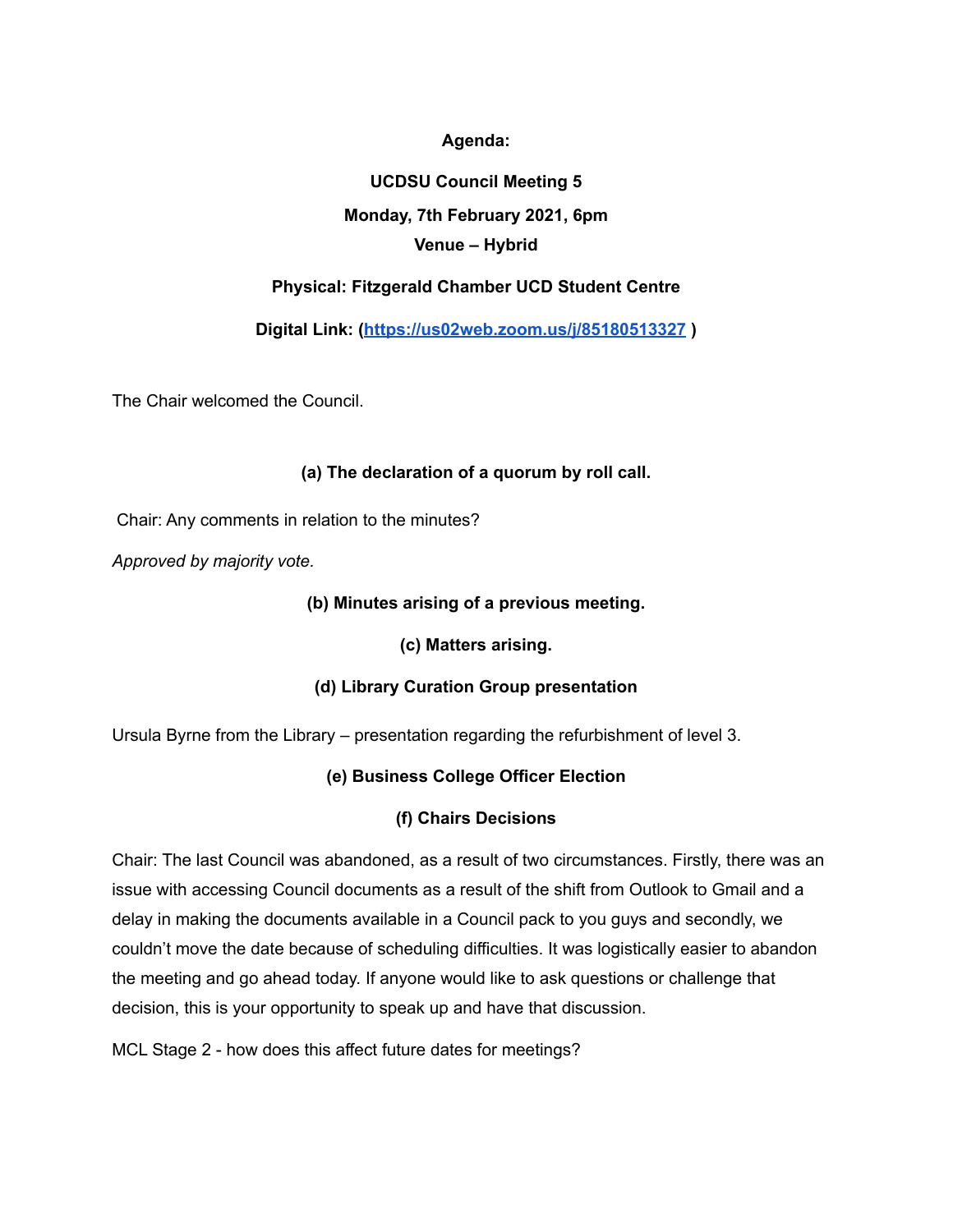**Agenda:**

**UCDSU Council Meeting 5**

**Monday, 7th February 2021, 6pm**

**Venue – Hybrid**

**Physical: Fitzgerald Chamber UCD Student Centre**

**Digital Link: ([https://us02web.zoom.us/j/85180513327](https://us02web.zoom.us/j/85180513327) )**

The Chair welcomed the Council.

**(a) The declaration of a quorum by roll call.**

Chair: Any comments in relation to the minutes?

*Approved by majority vote.*

**(b) Minutes arising of a previous meeting.**

**(c) Matters arising.**

**(d) Library Curation Group presentation**

Ursula Byrne from the Library – presentation regarding the refurbishment of level 3.

**(e) Business College Officer Election**

**(f) Chairs Decisions**

Chair: The last Council was abandoned, as a result of two circumstances. Firstly, there was an issue with accessing Council documents as a result of the shift from Outlook to Gmail and a delay in making the documents available in a Council pack to you guys and secondly, we couldn't move the date because of scheduling difficulties. It was logistically easier to abandon the meeting and go ahead today. If anyone would like to ask questions or challenge that decision, this is your opportunity to speak up and have that discussion.

MCL Stage 2 - how does this affect future dates for meetings?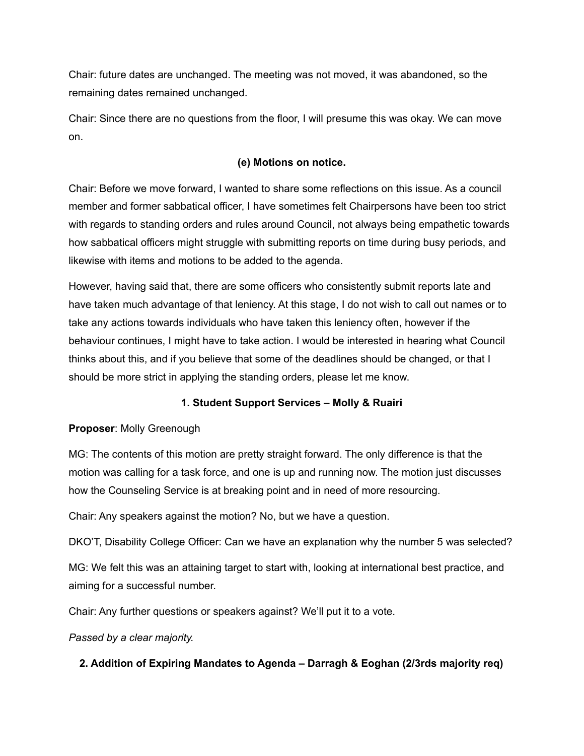Chair: future dates are unchanged. The meeting was not moved, it was abandoned, so the remaining dates remained unchanged.

Chair: Since there are no questions from the floor, I will presume this was okay. We can move on.

### (e) Motions on notice.

Chair: Before we move forward, I wanted to share some reflections on this issue. As a council member and former sabbatical officer, I have sometimes felt Chairpersons have been too strict with regards to standing orders and rules around Council, not always being empathetic towards how sabbatical officers might struggle with submitting reports on time during busy periods, and likewise with items and motions to be added to the agenda.

However, having said that, there are some officers who consistently submit reports late and have taken much advantage of that leniency. At this stage, I do not wish to call out names or to take any actions towards individuals who have taken this leniency often, however if the behaviour continues, I might have to take action. I would be interested in hearing what Council thinks about this, and if you believe that some of the deadlines should be changed, or that I should be more strict in applying the standing orders, please let me know.

### 1. Student Support Services – Molly & Ruairi

**Proposer**: Molly Greenough

MG: The contents of this motion are pretty straight forward. The only difference is that the motion was calling for a task force, and one is up and running now. The motion just discusses how the Counseling Service is at breaking point and in need of more resourcing.

Chair: Any speakers against the motion? No, but we have a question.

DKO'T, Disability College Officer: Can we have an explanation why the number 5 was selected?

MG: We felt this was an attaining target to start with, looking at international best practice, and aiming for a successful number.

Chair: Any further questions or speakers against? We'll put it to a vote.

*Passed by a clear majority.*

### 2. Addition of Expiring Mandates to Agenda – Darragh & Eoghan (2/3rds majority req)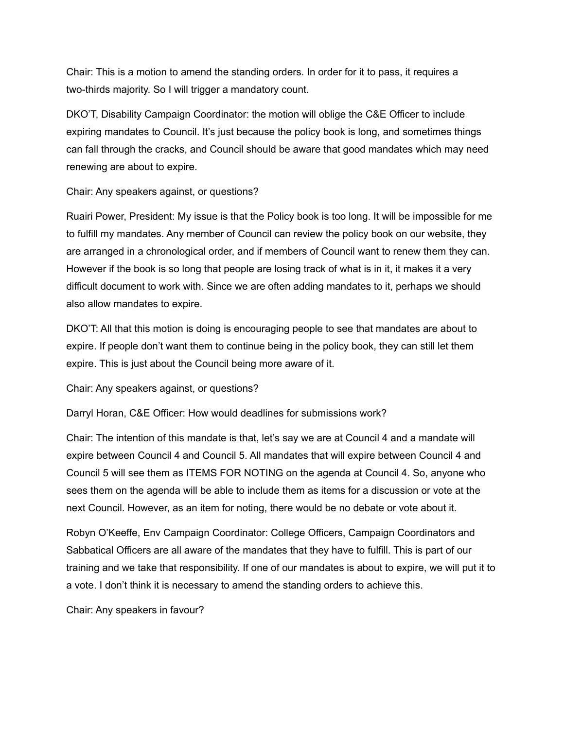Chair: This is a motion to amend the standing orders. In order for it to pass, it requires a two-thirds majority. So I will trigger a mandatory count.

DKO'T, Disability Campaign Coordinator: the motion will oblige the C&E Officer to include expiring mandates to Council. It's just because the policy book is long, and sometimes things can fall through the cracks, and Council should be aware that good mandates which may need renewing are about to expire.

Chair: Any speakers against, or questions?

Ruairi Power, President: My issue is that the Policy book is too long. It will be impossible for me to fulfill my mandates. Any member of Council can review the policy book on our website, they are arranged in a chronological order, and if members of Council want to renew them they can. However if the book is so long that people are losing track of what is in it, it makes it a very difficult document to work with. Since we are often adding mandates to it, perhaps we should also allow mandates to expire.

DKO'T: All that this motion is doing is encouraging people to see that mandates are about to expire. If people don't want them to continue being in the policy book, they can still let them expire. This is just about the Council being more aware of it.

Chair: Any speakers against, or questions?

Darryl Horan, C&E Officer: How would deadlines for submissions work?

Chair: The intention of this mandate is that, let's say we are at Council 4 and a mandate will expire between Council 4 and Council 5. All mandates that will expire between Council 4 and Council 5 will see them as ITEMS FOR NOTING on the agenda at Council 4. So, anyone who sees them on the agenda will be able to include them as items for a discussion or vote at the next Council. However, as an item for noting, there would be no debate or vote about it.

Robyn O'Keeffe, Env Campaign Coordinator: College Officers, Campaign Coordinators and Sabbatical Officers are all aware of the mandates that they have to fulfill. This is part of our training and we take that responsibility. If one of our mandates is about to expire, we will put it to a vote. I don't think it is necessary to amend the standing orders to achieve this.

Chair: Any speakers in favour?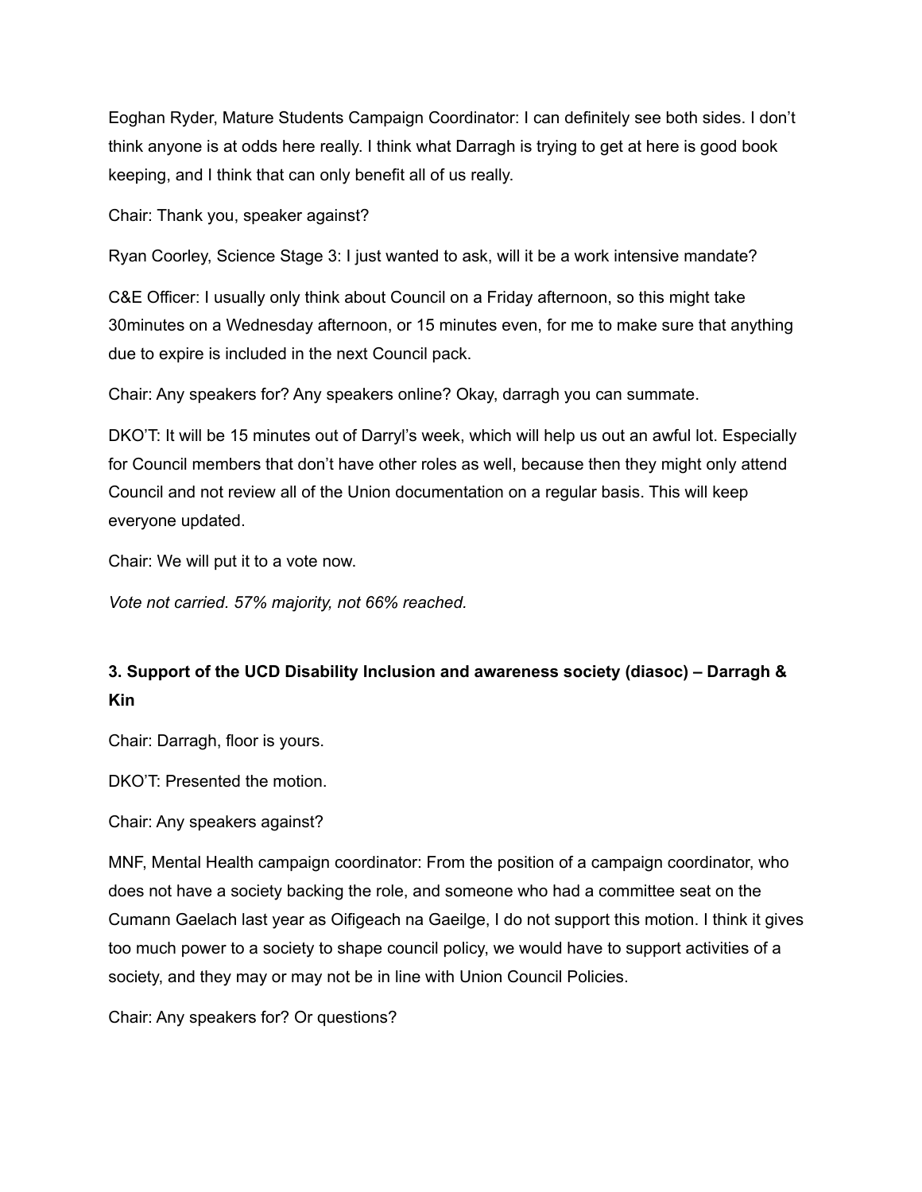Eoghan Ryder, Mature Students Campaign Coordinator: I can definitely see both sides. I don't think anyone is at odds here really. I think what Darragh is trying to get at here is good book keeping, and I think that can only benefit all of us really.

Chair: Thank you, speaker against?

Ryan Coorley, Science Stage 3: I just wanted to ask, will it be a work intensive mandate?

C&E Officer: I usually only think about Council on a Friday afternoon, so this might take 30minutes on a Wednesday afternoon, or 15 minutes even, for me to make sure that anything due to expire is included in the next Council pack.

Chair: Any speakers for? Any speakers online? Okay, darragh you can summate.

DKO'T: It will be 15 minutes out of Darryl's week, which will help us out an awful lot. Especially for Council members that don't have other roles as well, because then they might only attend Council and not review all of the Union documentation on a regular basis. This will keep everyone updated.

Chair: We will put it to a vote now.

*Vote not carried. 57% majority, not 66% reached.*

### 3. Support of the UCD Disability Inclusion and awareness society (diasoc) – Darragh & Kin

Chair: Darragh, floor is yours.

DKO'T: Presented the motion.

Chair: Any speakers against?

MNF, Mental Health campaign coordinator: From the position of a campaign coordinator, who does not have a society backing the role, and someone who had a committee seat on the Cumann Gaelach last year as Oifigeach na Gaeilge, I do not support this motion. I think it gives too much power to a society to shape council policy, we would have to support activities of a society, and they may or may not be in line with Union Council Policies.

Chair: Any speakers for? Or questions?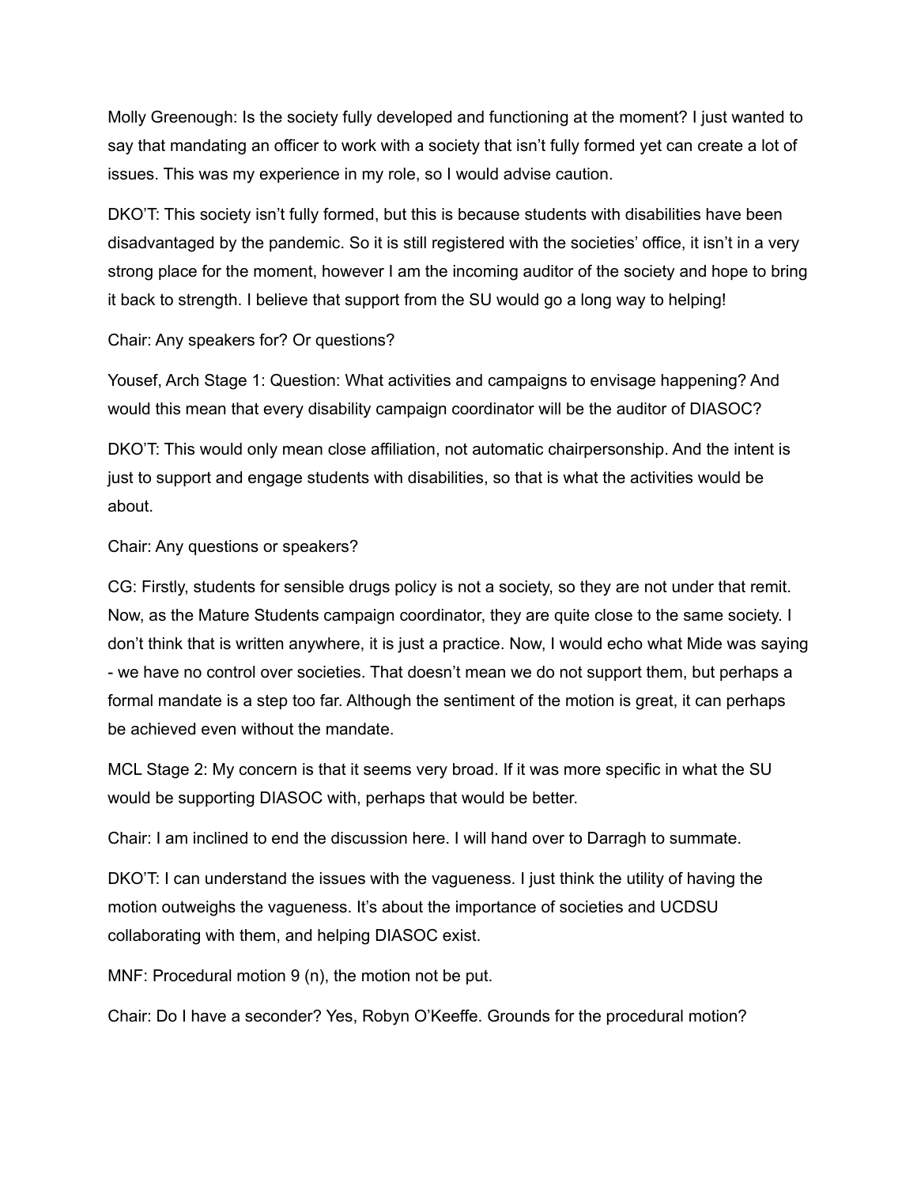Molly Greenough: Is the society fully developed and functioning at the moment? I just wanted to say that mandating an officer to work with a society that isn't fully formed yet can create a lot of issues. This was my experience in my role, so I would advise caution.

DKO'T: This society isn't fully formed, but this is because students with disabilities have been disadvantaged by the pandemic. So it is still registered with the societies' office, it isn't in a very strong place for the moment, however I am the incoming auditor of the society and hope to bring it back to strength. I believe that support from the SU would go a long way to helping!

Chair: Any speakers for? Or questions?

Yousef, Arch Stage 1: Question: What activities and campaigns to envisage happening? And would this mean that every disability campaign coordinator will be the auditor of DIASOC?

DKO'T: This would only mean close affiliation, not automatic chairpersonship. And the intent is just to support and engage students with disabilities, so that is what the activities would be about.

Chair: Any questions or speakers?

CG: Firstly, students for sensible drugs policy is not a society, so they are not under that remit. Now, as the Mature Students campaign coordinator, they are quite close to the same society. I don't think that is written anywhere, it is just a practice. Now, I would echo what Mide was saying - we have no control over societies. That doesn't mean we do not support them, but perhaps a formal mandate is a step too far. Although the sentiment of the motion is great, it can perhaps be achieved even without the mandate.

MCL Stage 2: My concern is that it seems very broad. If it was more specific in what the SU would be supporting DIASOC with, perhaps that would be better.

Chair: I am inclined to end the discussion here. I will hand over to Darragh to summate.

DKO'T: I can understand the issues with the vagueness. I just think the utility of having the motion outweighs the vagueness. It's about the importance of societies and UCDSU collaborating with them, and helping DIASOC exist.

MNF: Procedural motion 9 (n), the motion not be put.

Chair: Do I have a seconder? Yes, Robyn O'Keeffe. Grounds for the procedural motion?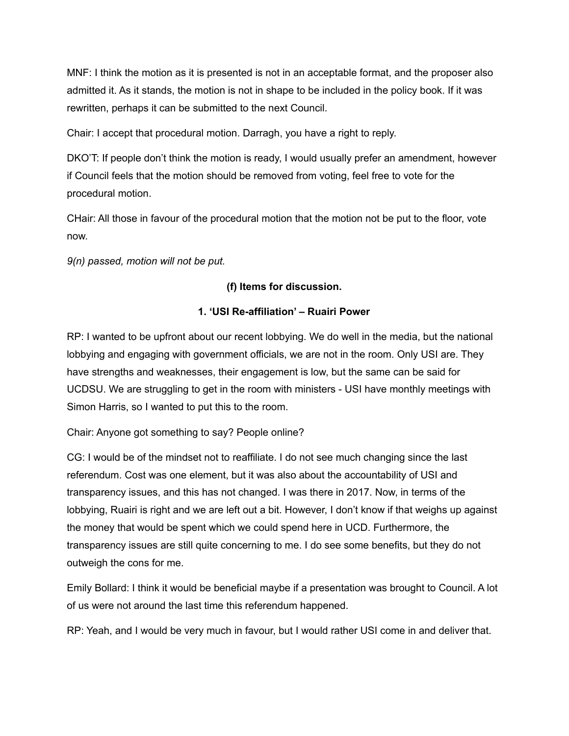MNF: I think the motion as it is presented is not in an acceptable format, and the proposer also admitted it. As it stands, the motion is not in shape to be included in the policy book. If it was rewritten, perhaps it can be submitted to the next Council.

Chair: I accept that procedural motion. Darragh, you have a right to reply.

DKO'T: If people don't think the motion is ready, I would usually prefer an amendment, however if Council feels that the motion should be removed from voting, feel free to vote for the procedural motion.

CHair: All those in favour of the procedural motion that the motion not be put to the floor, vote now.

*9(n) passed, motion will not be put.*

**(f) Items for discussion.**

**1. 'USI Re-affiliation' – Ruairi Power**

RP: I wanted to be upfront about our recent lobbying. We do well in the media, but the national lobbying and engaging with government officials, we are not in the room. Only USI are. They have strengths and weaknesses, their engagement is low, but the same can be said for UCDSU. We are struggling to get in the room with ministers - USI have monthly meetings with Simon Harris, so I wanted to put this to the room.

Chair: Anyone got something to say? People online?

CG: I would be of the mindset not to reaffiliate. I do not see much changing since the last referendum. Cost was one element, but it was also about the accountability of USI and transparency issues, and this has not changed. I was there in 2017. Now, in terms of the lobbying, Ruairi is right and we are left out a bit. However, I don't know if that weighs up against the money that would be spent which we could spend here in UCD. Furthermore, the transparency issues are still quite concerning to me. I do see some benefits, but they do not outweigh the cons for me.

Emily Bollard: I think it would be beneficial maybe if a presentation was brought to Council. A lot of us were not around the last time this referendum happened.

RP: Yeah, and I would be very much in favour, but I would rather USI come in and deliver that.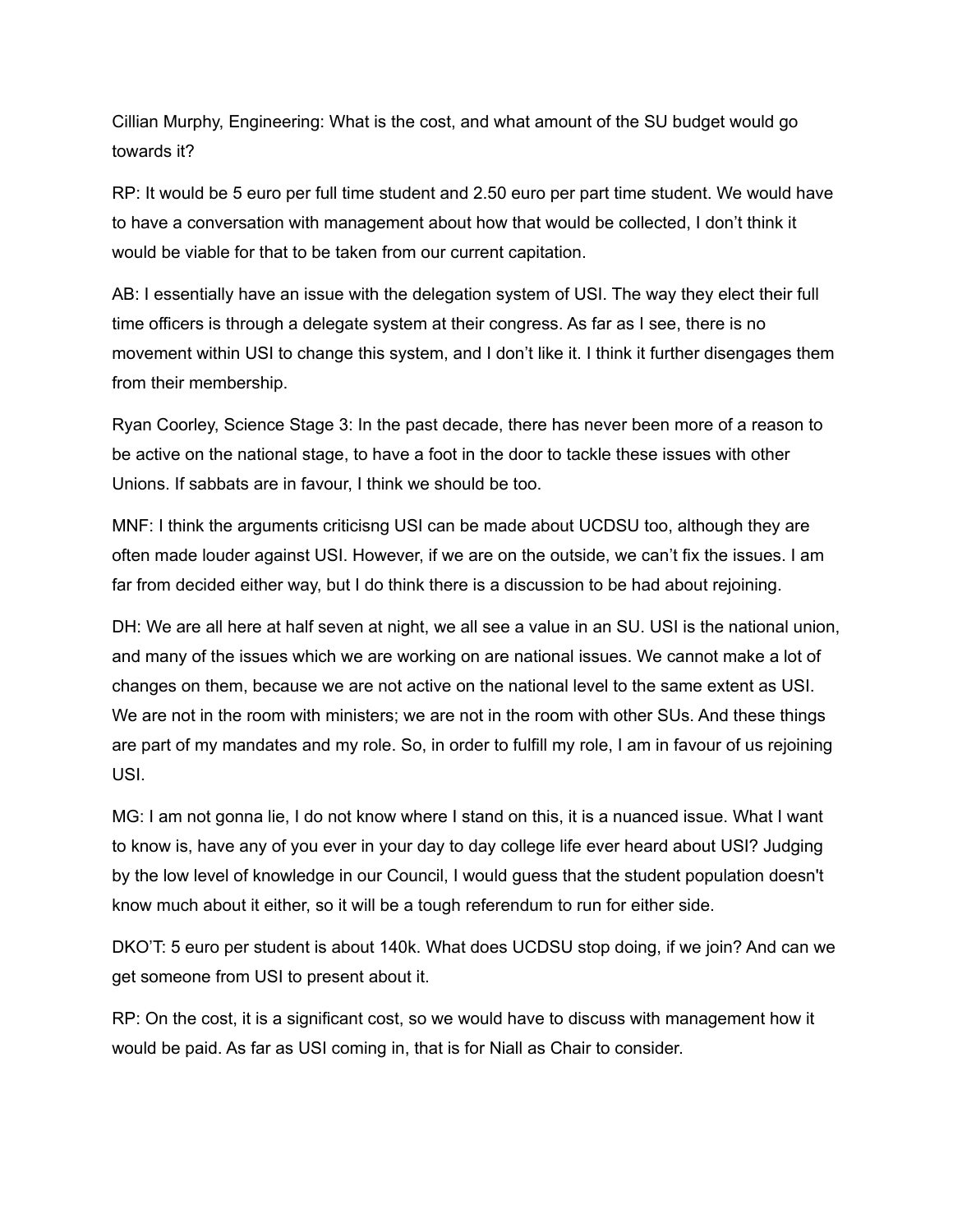Cillian Murphy, Engineering: What is the cost, and what amount of the SU budget would go towards it?

RP: It would be 5 euro per full time student and 2.50 euro per part time student. We would have to have a conversation with management about how that would be collected, I don't think it would be viable for that to be taken from our current capitation.

AB: I essentially have an issue with the delegation system of USI. The way they elect their full time officers is through a delegate system at their congress. As far as I see, there is no movement within USI to change this system, and I don't like it. I think it further disengages them from their membership.

Ryan Coorley, Science Stage 3: In the past decade, there has never been more of a reason to be active on the national stage, to have a foot in the door to tackle these issues with other Unions. If sabbats are in favour, I think we should be too.

MNF: I think the arguments criticisng USI can be made about UCDSU too, although they are often made louder against USI. However, if we are on the outside, we can't fix the issues. I am far from decided either way, but I do think there is a discussion to be had about rejoining.

DH: We are all here at half seven at night, we all see a value in an SU. USI is the national union, and many of the issues which we are working on are national issues. We cannot make a lot of changes on them, because we are not active on the national level to the same extent as USI. We are not in the room with ministers; we are not in the room with other SUs. And these things are part of my mandates and my role. So, in order to fulfill my role, I am in favour of us rejoining USI.

MG: I am not gonna lie, I do not know where I stand on this, it is a nuanced issue. What I want to know is, have any of you ever in your day to day college life ever heard about USI? Judging by the low level of knowledge in our Council, I would guess that the student population doesn't know much about it either, so it will be a tough referendum to run for either side.

DKO'T: 5 euro per student is about 140k. What does UCDSU stop doing, if we join? And can we get someone from USI to present about it.

RP: On the cost, it is a significant cost, so we would have to discuss with management how it would be paid. As far as USI coming in, that is for Niall as Chair to consider.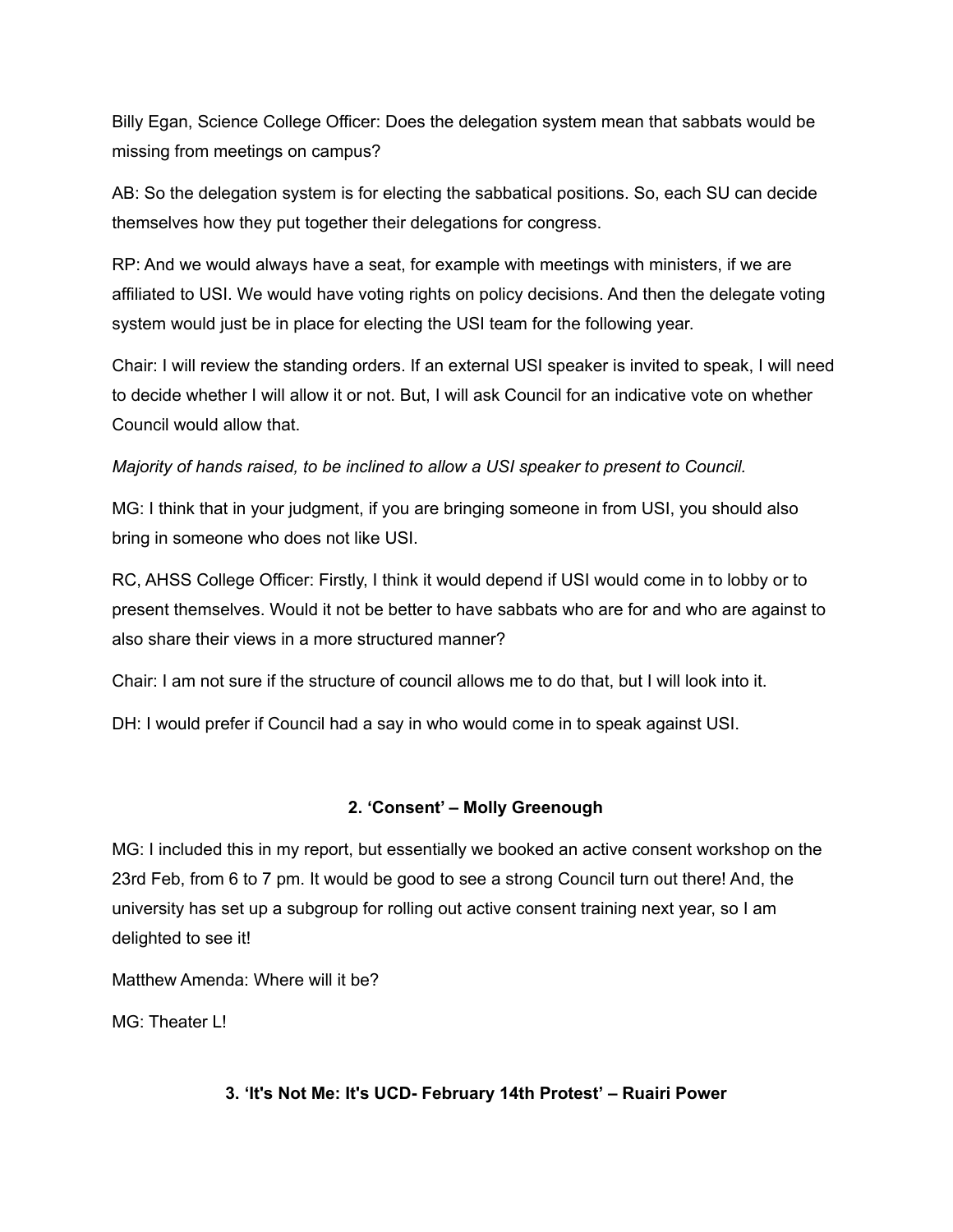Billy Egan, Science College Officer: Does the delegation system mean that sabbats would be missing from meetings on campus?

AB: So the delegation system is for electing the sabbatical positions. So, each SU can decide themselves how they put together their delegations for congress.

RP: And we would always have a seat, for example with meetings with ministers, if we are affiliated to USI. We would have voting rights on policy decisions. And then the delegate voting system would just be in place for electing the USI team for the following year.

Chair: I will review the standing orders. If an external USI speaker is invited to speak, I will need to decide whether I will allow it or not. But, I will ask Council for an indicative vote on whether Council would allow that.

*Majority of hands raised, to be inclined to allow a USI speaker to present to Council.*

MG: I think that in your judgment, if you are bringing someone in from USI, you should also bring in someone who does not like USI.

RC, AHSS College Officer: Firstly, I think it would depend if USI would come in to lobby or to present themselves. Would it not be better to have sabbats who are for and who are against to also share their views in a more structured manner?

Chair: I am not sure if the structure of council allows me to do that, but I will look into it.

DH: I would prefer if Council had a say in who would come in to speak against USI.

### 2. 'Consent' – Molly Greenough

MG: I included this in my report, but essentially we booked an active consent workshop on the 23rd Feb, from 6 to 7 pm. It would be good to see a strong Council turn out there! And, the university has set up a subgroup for rolling out active consent training next year, so I am delighted to see it!

Matthew Amenda: Where will it be?

MG: Theater L!

### 3. 'It's Not Me: It's UCD- February 14th Protest' – Ruairi Power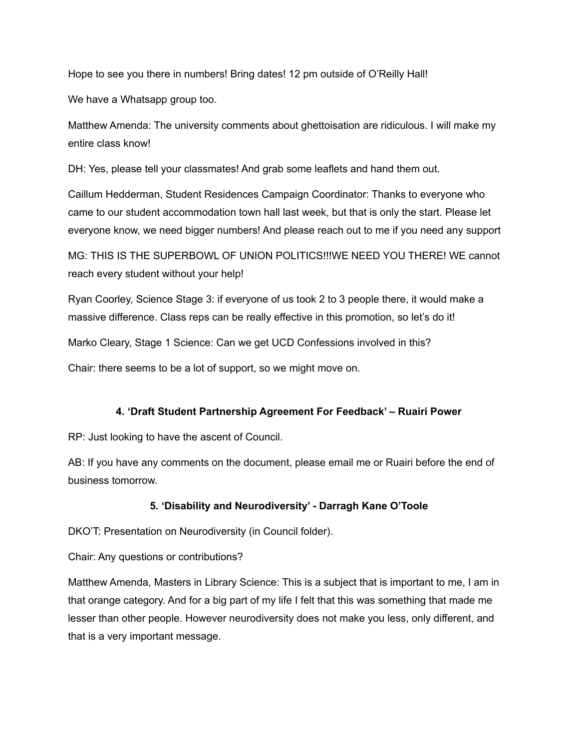Hope to see you there in numbers! Bring dates! 12 pm outside of O'Reilly Hall!

We have a Whatsapp group too.

Matthew Amenda: The university comments about ghettoisation are ridiculous. I will make my entire class know!

DH: Yes, please tell your classmates! And grab some leaflets and hand them out.

Caillum Hedderman, Student Residences Campaign Coordinator: Thanks to everyone who came to our student accommodation town hall last week, but that is only the start. Please let everyone know, we need bigger numbers! And please reach out to me if you need any support

MG: THIS IS THE SUPERBOWL OF UNION POLITICS!!!WE NEED YOU THERE! WE cannot reach every student without your help!

Ryan Coorley, Science Stage 3: if everyone of us took 2 to 3 people there, it would make a massive difference. Class reps can be really effective in this promotion, so let's do it!

Marko Cleary, Stage 1 Science: Can we get UCD Confessions involved in this?

Chair: there seems to be a lot of support, so we might move on.

### 4. 'Draft Student Partnership Agreement For Feedback' – Ruairi Power

RP: Just looking to have the ascent of Council.

AB: If you have any comments on the document, please email me or Ruairi before the end of business tomorrow.

### 5. 'Disability and Neurodiversity' - Darragh Kane O'Toole

DKO'T: Presentation on Neurodiversity (in Council folder).

Chair: Any questions or contributions?

Matthew Amenda, Masters in Library Science: This is a subject that is important to me, I am in that orange category. And for a big part of my life I felt that this was something that made me lesser than other people. However neurodiversity does not make you less, only different, and that is a very important message.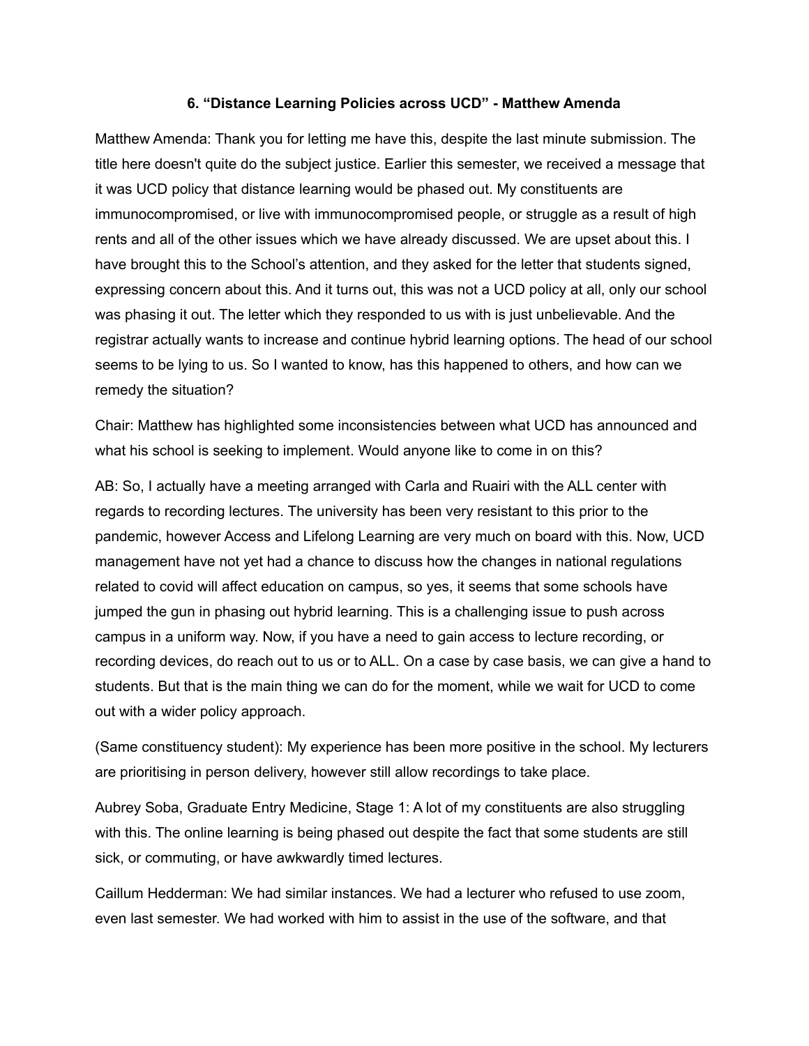### 6. "Distance Learning Policies across UCD" - Matthew Amenda

Matthew Amenda: Thank you for letting me have this, despite the last minute submission. The title here doesn't quite do the subject justice. Earlier this semester, we received a message that it was UCD policy that distance learning would be phased out. My constituents are immunocompromised, or live with immunocompromised people, or struggle as a result of high rents and all of the other issues which we have already discussed. We are upset about this. I have brought this to the School's attention, and they asked for the letter that students signed, expressing concern about this. And it turns out, this was not a UCD policy at all, only our school was phasing it out. The letter which they responded to us with is just unbelievable. And the registrar actually wants to increase and continue hybrid learning options. The head of our school seems to be lying to us. So I wanted to know, has this happened to others, and how can we remedy the situation?

Chair: Matthew has highlighted some inconsistencies between what UCD has announced and what his school is seeking to implement. Would anyone like to come in on this?

AB: So, I actually have a meeting arranged with Carla and Ruairi with the ALL center with regards to recording lectures. The university has been very resistant to this prior to the pandemic, however Access and Lifelong Learning are very much on board with this. Now, UCD management have not yet had a chance to discuss how the changes in national regulations related to covid will affect education on campus, so yes, it seems that some schools have jumped the gun in phasing out hybrid learning. This is a challenging issue to push across campus in a uniform way. Now, if you have a need to gain access to lecture recording, or recording devices, do reach out to us or to ALL. On a case by case basis, we can give a hand to students. But that is the main thing we can do for the moment, while we wait for UCD to come out with a wider policy approach.

(Same constituency student): My experience has been more positive in the school. My lecturers are prioritising in person delivery, however still allow recordings to take place.

Aubrey Soba, Graduate Entry Medicine, Stage 1: A lot of my constituents are also struggling with this. The online learning is being phased out despite the fact that some students are still sick, or commuting, or have awkwardly timed lectures.

Caillum Hedderman: We had similar instances. We had a lecturer who refused to use zoom, even last semester. We had worked with him to assist in the use of the software, and that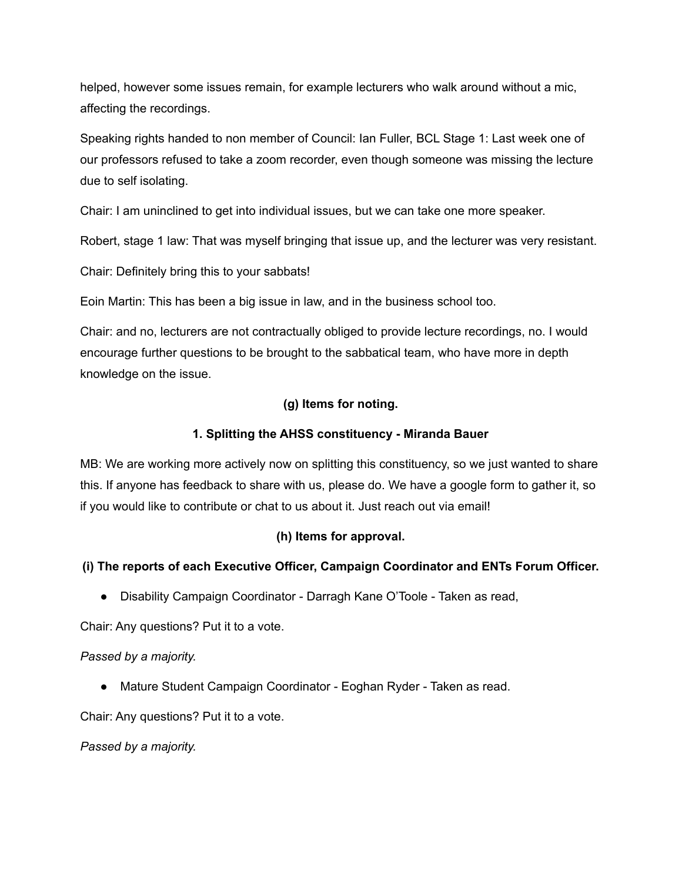helped, however some issues remain, for example lecturers who walk around without a mic, affecting the recordings.

Speaking rights handed to non member of Council: Ian Fuller, BCL Stage 1: Last week one of our professors refused to take a zoom recorder, even though someone was missing the lecture due to self isolating.

Chair: I am uninclined to get into individual issues, but we can take one more speaker.

Robert, stage 1 law: That was myself bringing that issue up, and the lecturer was very resistant.

Chair: Definitely bring this to your sabbats!

Eoin Martin: This has been a big issue in law, and in the business school too.

Chair: and no, lecturers are not contractually obliged to provide lecture recordings, no. I would encourage further questions to be brought to the sabbatical team, who have more in depth knowledge on the issue.

**(g) Items for noting.**

**1. Splitting the AHSS constituency - Miranda Bauer**

MB: We are working more actively now on splitting this constituency, so we just wanted to share this. If anyone has feedback to share with us, please do. We have a google form to gather it, so if you would like to contribute or chat to us about it. Just reach out via email!

**(h) Items for approval.**

**(i) The reports of each Executive Officer, Campaign Coordinator and ENTs Forum Officer.**

- Disability Campaign Coordinator - Darragh Kane O'Toole - Taken as read,

Chair: Any questions? Put it to a vote.

*Passed by a majority.*

- Mature Student Campaign Coordinator - Eoghan Ryder - Taken as read.

Chair: Any questions? Put it to a vote.

*Passed by a majority.*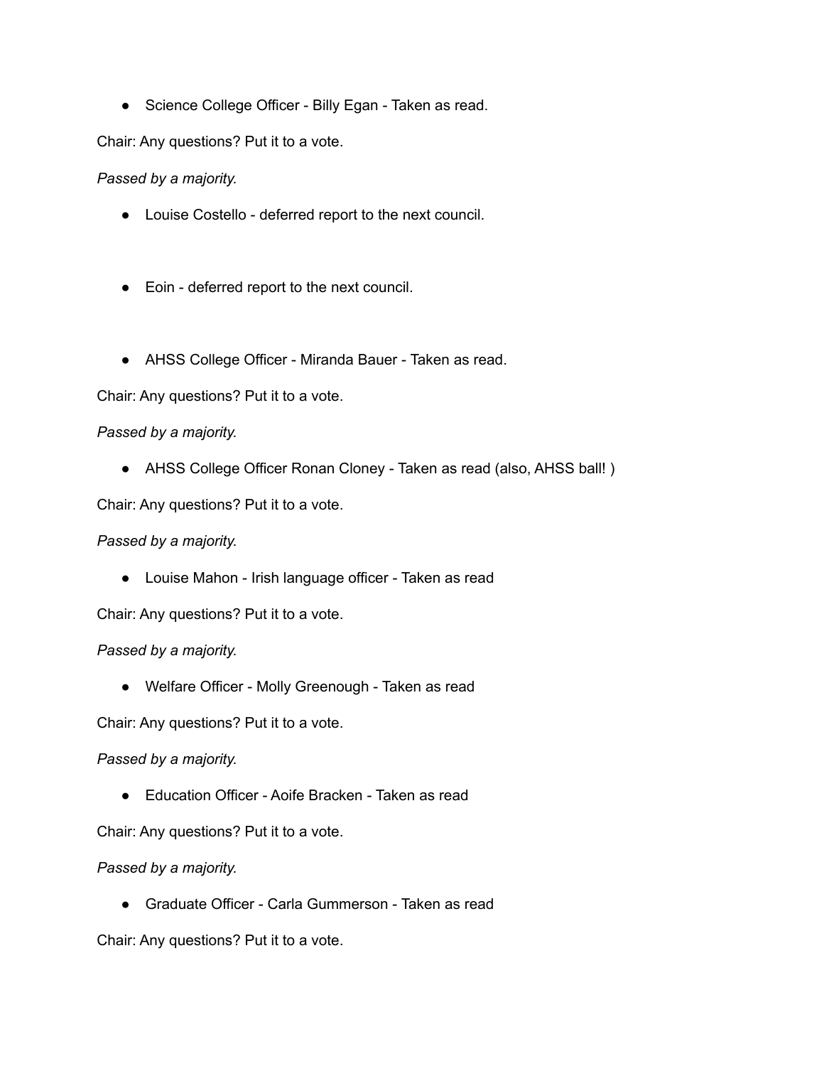- Science College Officer - Billy Egan - Taken as read.

Chair: Any questions? Put it to a vote.

*Passed by a majority.*

- Louise Costello - deferred report to the next council.

- Eoin - deferred report to the next council.

- AHSS College Officer - Miranda Bauer - Taken as read.

Chair: Any questions? Put it to a vote.

*Passed by a majority.*

- AHSS College Officer Ronan Cloney - Taken as read (also, AHSS ball! )

Chair: Any questions? Put it to a vote.

*Passed by a majority.*

- Louise Mahon - Irish language officer - Taken as read

Chair: Any questions? Put it to a vote.

*Passed by a majority.*

- Welfare Officer - Molly Greenough - Taken as read

Chair: Any questions? Put it to a vote.

*Passed by a majority.*

- Education Officer - Aoife Bracken - Taken as read

Chair: Any questions? Put it to a vote.

*Passed by a majority.*

- Graduate Officer - Carla Gummerson - Taken as read

Chair: Any questions? Put it to a vote.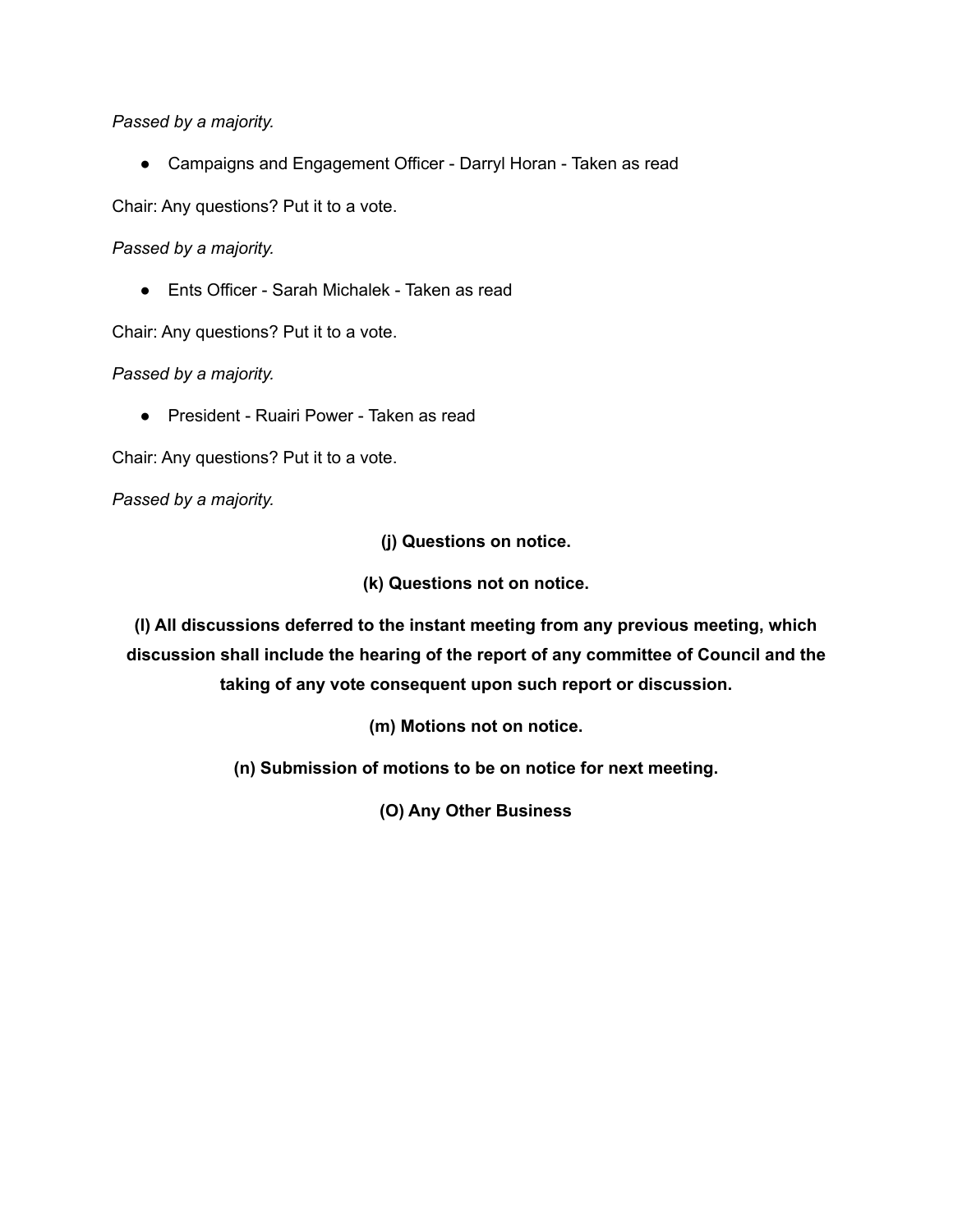*Passed by a majority.*

- Campaigns and Engagement Officer - Darryl Horan - Taken as read

Chair: Any questions? Put it to a vote.

*Passed by a majority.*

- Ents Officer - Sarah Michalek - Taken as read

Chair: Any questions? Put it to a vote.

*Passed by a majority.*

- President - Ruairi Power - Taken as read

Chair: Any questions? Put it to a vote.

*Passed by a majority.*

**(j) Questions on notice.**

**(k) Questions not on notice.**

**(l) All discussions deferred to the instant meeting from any previous meeting, which discussion shall include the hearing of the report of any committee of Council and the taking of any vote consequent upon such report or discussion.**

**(m) Motions not on notice.**

**(n) Submission of motions to be on notice for next meeting.**

**(O) Any Other Business**